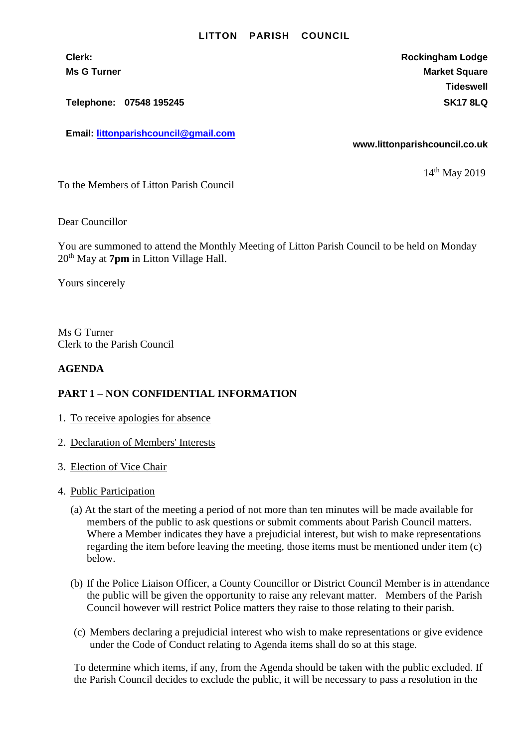**LITTON PARISH COUNCIL**

**Clerk:**
**Ms G Turner**

**Telephone: 07548 195245**

**Email: [littonparishcouncil@gmail.com](mailto:littonparishcouncil@gmail.com)**

**Rockingham Lodge**
**Market Square**
**Tideswell**
**SK17 8LQ**

**www.littonparishcouncil.co.uk**

14th May 2019

To the Members of Litton Parish Council

Dear Councillor

You are summoned to attend the Monthly Meeting of Litton Parish Council to be held on Monday 20th May at **7pm** in Litton Village Hall.

Yours sincerely

Ms G Turner
Clerk to the Parish Council

**AGENDA**

**PART 1 – NON CONFIDENTIAL INFORMATION**

1. To receive apologies for absence

2. Declaration of Members' Interests

3. Election of Vice Chair

4. Public Participation

   (a) At the start of the meeting a period of not more than ten minutes will be made available for members of the public to ask questions or submit comments about Parish Council matters. Where a Member indicates they have a prejudicial interest, but wish to make representations regarding the item before leaving the meeting, those items must be mentioned under item (c) below.

   (b) If the Police Liaison Officer, a County Councillor or District Council Member is in attendance the public will be given the opportunity to raise any relevant matter. Members of the Parish Council however will restrict Police matters they raise to those relating to their parish.

   (c) Members declaring a prejudicial interest who wish to make representations or give evidence under the Code of Conduct relating to Agenda items shall do so at this stage.

   To determine which items, if any, from the Agenda should be taken with the public excluded. If the Parish Council decides to exclude the public, it will be necessary to pass a resolution in the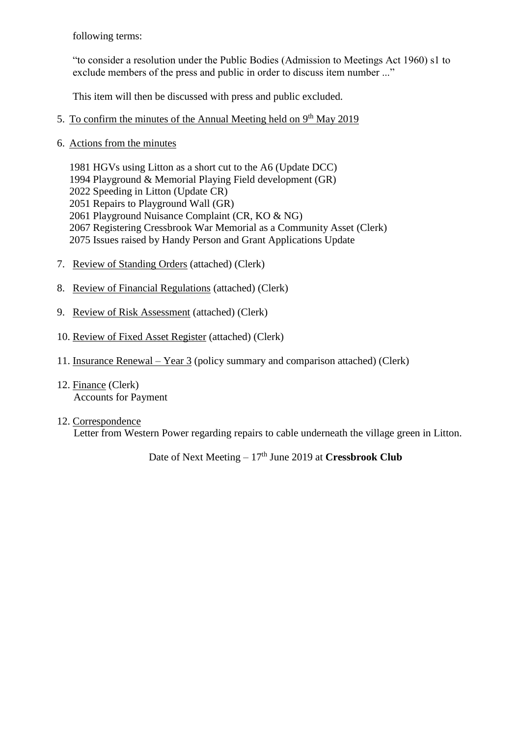following terms:

"to consider a resolution under the Public Bodies (Admission to Meetings Act 1960) s1 to exclude members of the press and public in order to discuss item number ..."

This item will then be discussed with press and public excluded.

5. To confirm the minutes of the Annual Meeting held on 9th May 2019

6. Actions from the minutes

   1981 HGVs using Litton as a short cut to the A6 (Update DCC)
   1994 Playground & Memorial Playing Field development (GR)
   2022 Speeding in Litton (Update CR)
   2051 Repairs to Playground Wall (GR)
   2061 Playground Nuisance Complaint (CR, KO & NG)
   2067 Registering Cressbrook War Memorial as a Community Asset (Clerk)
   2075 Issues raised by Handy Person and Grant Applications Update

7. Review of Standing Orders (attached) (Clerk)

8. Review of Financial Regulations (attached) (Clerk)

9. Review of Risk Assessment (attached) (Clerk)

10. Review of Fixed Asset Register (attached) (Clerk)

11. Insurance Renewal – Year 3 (policy summary and comparison attached) (Clerk)

12. Finance (Clerk)
    Accounts for Payment

12. Correspondence
    Letter from Western Power regarding repairs to cable underneath the village green in Litton.

Date of Next Meeting – 17th June 2019 at **Cressbrook Club**